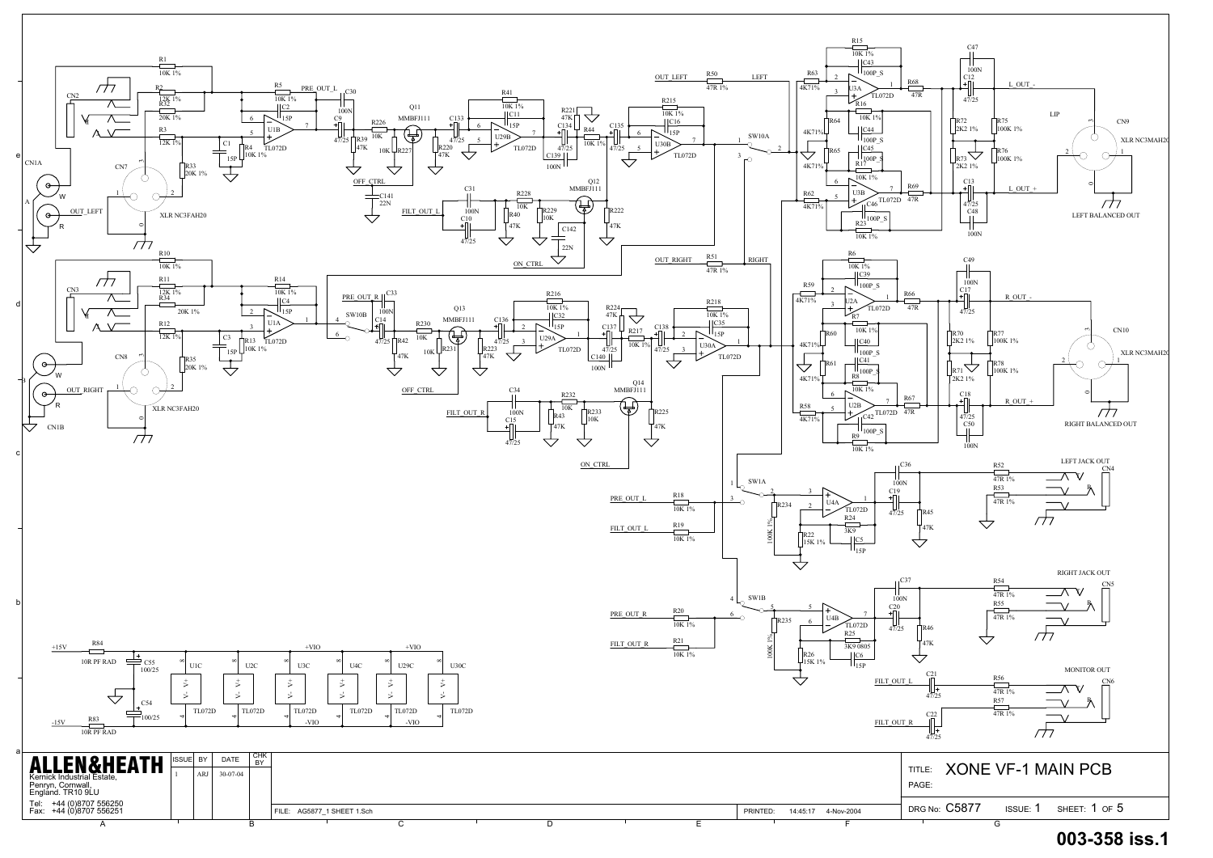**ALLEN&HEATH**

Kernick Industrial Estate,
Penryn, Cornwall,
England. TR10 9LU

Tel: +44 (0)8707 556250
Fax: +44 (0)8707 556251

| ISSUE | BY | DATE | CHK BY |
|---|---|---|---|
| 1 | ARJ | 30-07-04 | |

FILE: AG5877_1 SHEET 1.Sch

PRINTED: 14:45:17 4-Nov-2004

TITLE: XONE VF-1 MAIN PCB

PAGE:

DRG No: C5877 ISSUE: 1 SHEET: 1 OF 5

**003-358 iss.1**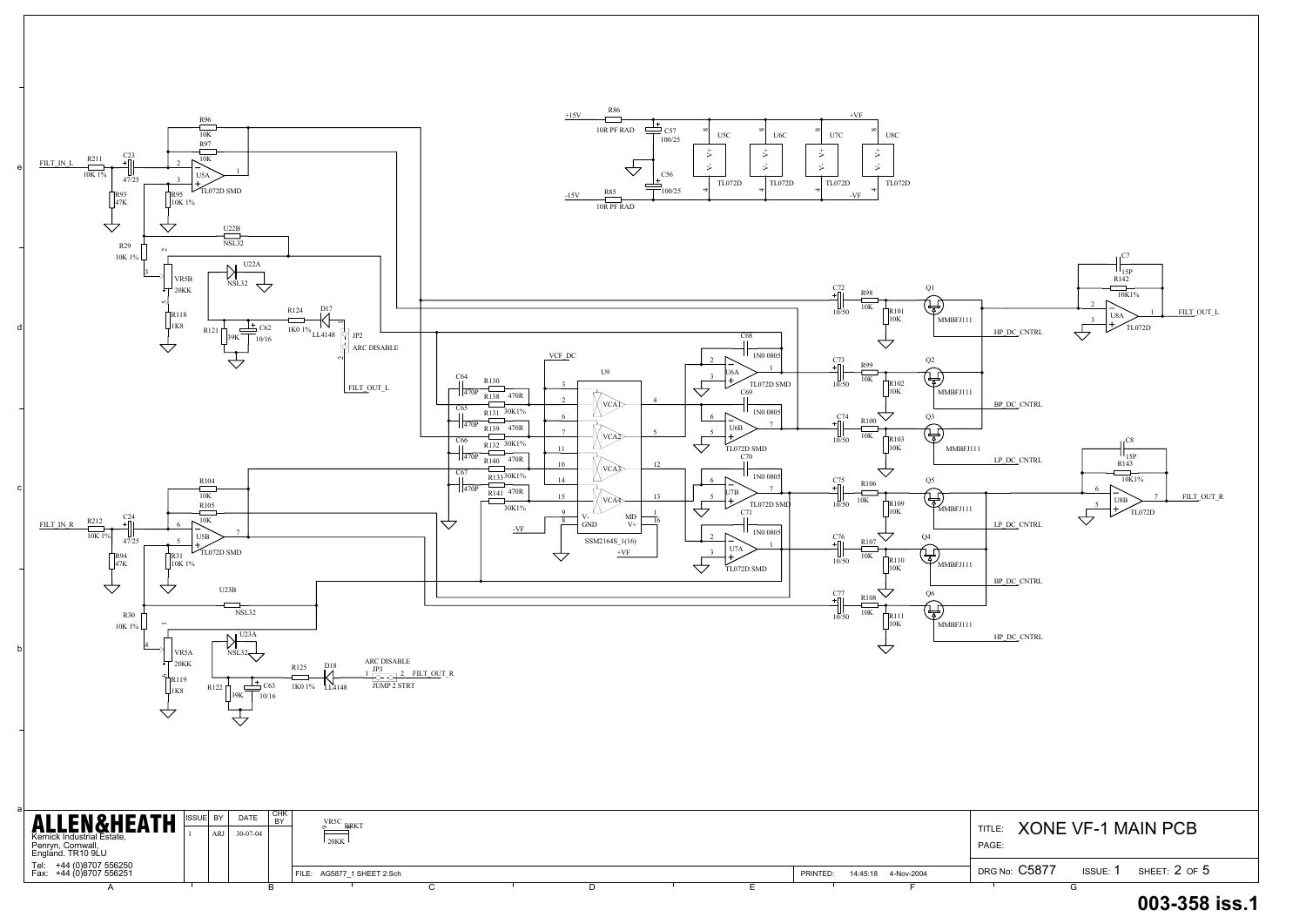**XONE VF-1 MAIN PCB**

| | |
|---|---|
| TITLE: | XONE VF-1 MAIN PCB |
| PAGE: | |
| DRG No: | C5877 |
| ISSUE: | 1 |
| SHEET: | 2 OF 5 |

**ALLEN&HEATH**
Kernick Industrial Estate,
Penryn, Cornwall,
England. TR10 9LU
Tel: +44 (0)8707 556250
Fax: +44 (0)8707 556251

| ISSUE | BY | DATE | CHK BY |
|---|---|---|---|
| 1 | ARJ | 30-07-04 | |

FILE: AG5877_1 SHEET 2.Sch

PRINTED: 14:45:18 4-Nov-2004

003-358 iss.1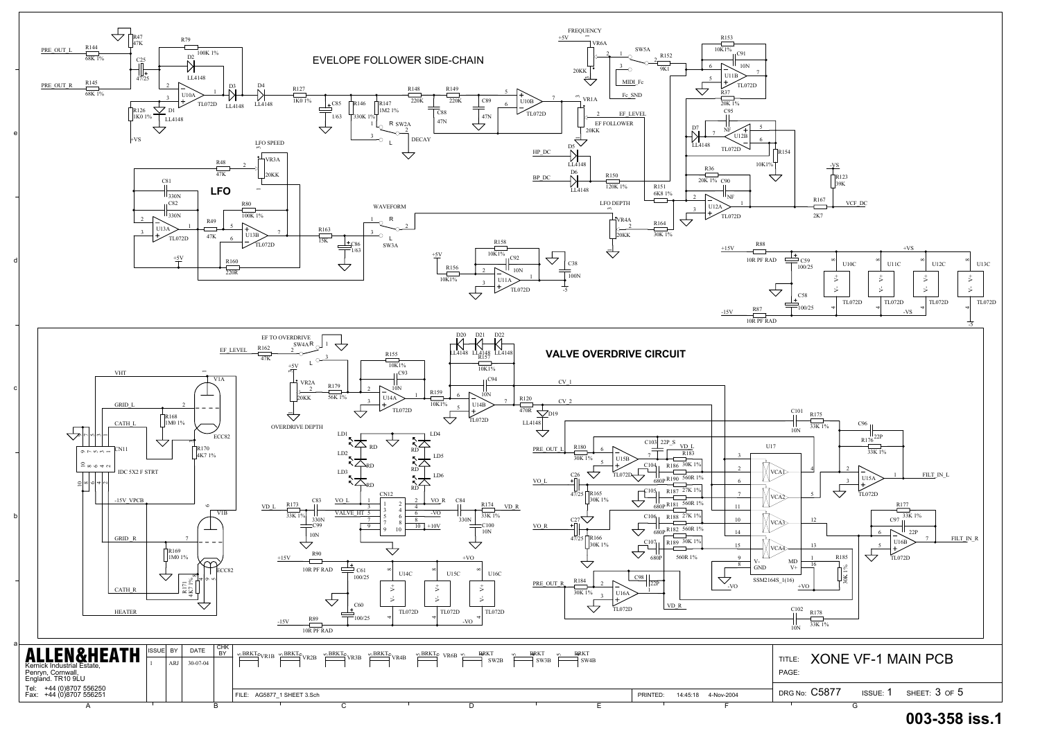## EVELOPE FOLLOWER SIDE-CHAIN

## LFO

## VALVE OVERDRIVE CIRCUIT

| ALLEN&HEATH | ISSUE | BY | DATE | CHK BY |
|---|---|---|---|---|
| Kernick Industrial Estate, Penryn, Cornwall, England. TR10 9LU | 1 | ARJ | 30-07-04 | |
| Tel: +44 (0)8707 556250 Fax: +44 (0)8707 556251 | | | | |

FILE: AG5877_1 SHEET 3.Sch

PRINTED: 14:45:18 4-Nov-2004

TITLE: XONE VF-1 MAIN PCB

PAGE:

DRG No: C5877 ISSUE: 1 SHEET: 3 OF 5

**003-358 iss.1**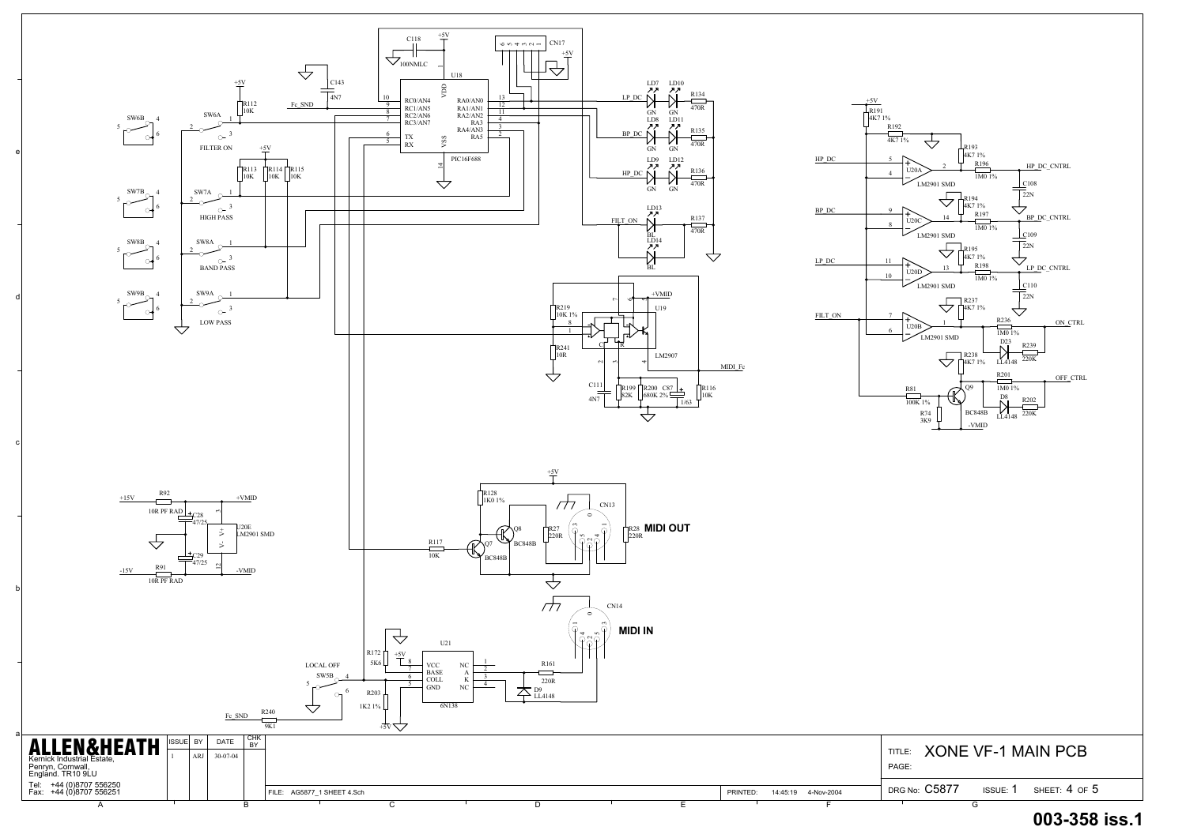**MIDI OUT**

**MIDI IN**

| ALLEN&HEATH | ISSUE | BY | DATE | CHK BY |
|---|---|---|---|---|
| Kernick Industrial Estate, Penryn, Cornwall, England. TR10 9LU | 1 | ARJ | 30-07-04 | |
| Tel: +44 (0)8707 556250 Fax: +44 (0)8707 556251 | | | | |

FILE: AG5877_1 SHEET 4.Sch

PRINTED: 14:45:19 4-Nov-2004

TITLE: XONE VF-1 MAIN PCB

PAGE:

DRG No: C5877 ISSUE: 1 SHEET: 4 OF 5

**003-358 iss.1**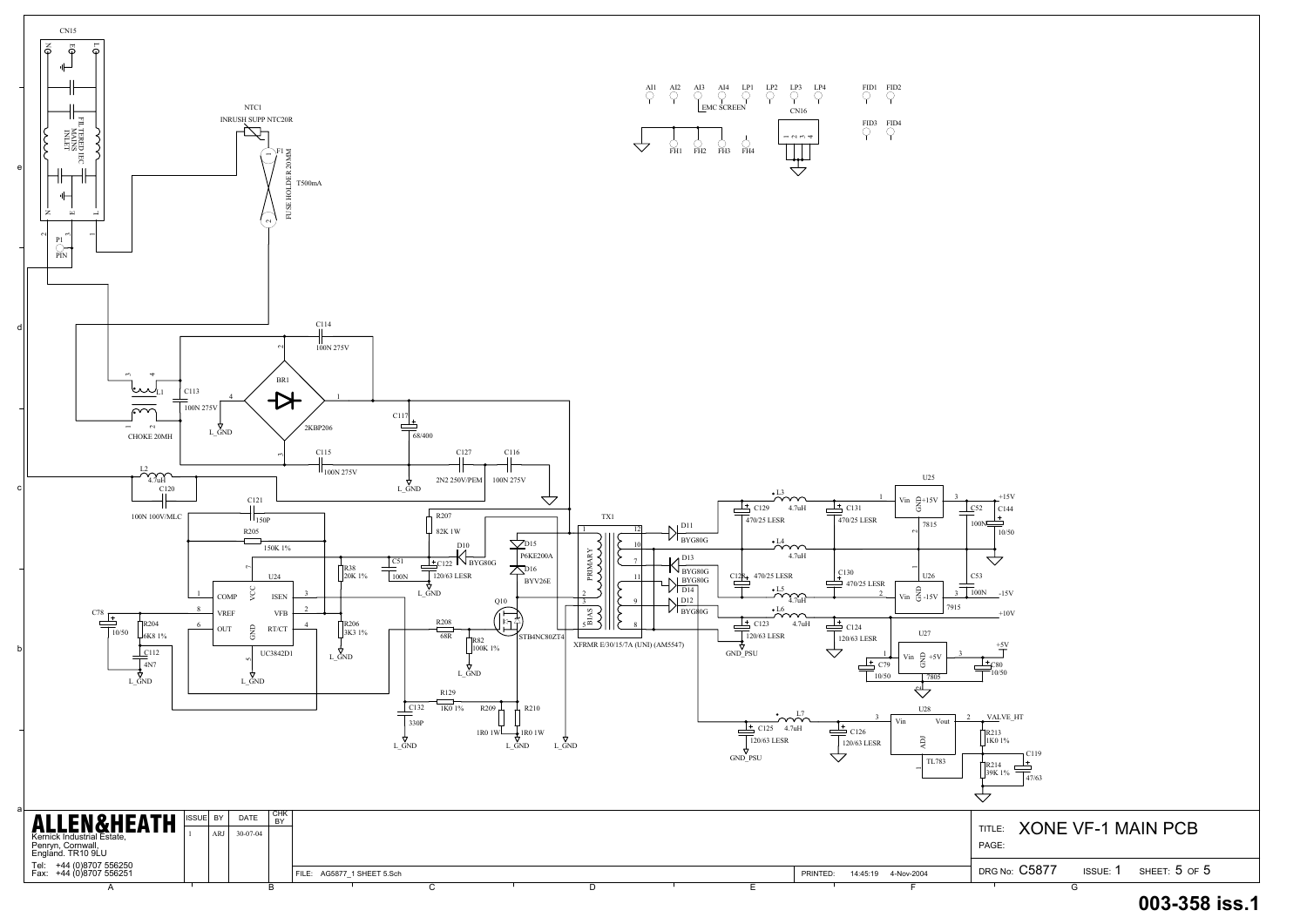CN15

FILTERED IEC MAINS INLET

N E L

NTC1
INRUSH SUPP NTC20R

F1
FUSE HOLDER 20MM
T500mA

P1
PIN

C114
100N 275V

BR1
2KBP206

L1
CHOKE 20MH

C113
100N 275V

L_GND

C117
68/400

C115
100N 275V

C127
2N2 250V/PEM

C116
100N 275V

L2
4.7uH

C120
100N 100V/MLC

C121
150P

R205
150K 1%

R207
82K 1W

D10
BYG80G

D15
P6KE200A

D16
BYV26E

C51
100N

C122
120/63 LESR

R38
20K 1%

R206
3K3 1%

U24
UC3842D1

COMP VCC ISEN VREF VFB OUT RT/CT GND

C78
10/50

R204
6K8 1%

C112
4N7

R208
68R

Q10
STB4NC80ZT4

R82
100K 1%

R129
1K0 1%

C132
330P

R209
1R0 1W

R210
1R0 1W

TX1
PRIMARY
BIAS
XFRMR E/30/15/7A (UNI) (AM5547)

D11
BYG80G

D13
BYG80G

D14
BYG80G

D12
BYG80G

L3
4.7uH

C129
470/25 LESR

C131
470/25 LESR

L4
4.7uH

C128
470/25 LESR

C130
470/25 LESR

L5
4.7uH

L6
4.7uH

C123
120/63 LESR

C124
120/63 LESR

GND_PSU

U25
7815
Vin +15V GND

C52
100N

C144
10/50

+15V

U26
7915
Vin -15V GND

C53
100N

-15V

+10V

U27
7805
Vin +5V GND

C79
10/50

C80
10/50

+5V

L7
4.7uH

C125
120/63 LESR

C126
120/63 LESR

U28
TL783
Vin Vout ADJ

VALVE_HT

R213
1K0 1%

R214
39K 1%

C119
47/63

AI1 AI2 AI3 AI4 LP1 LP2 LP3 LP4
EMC SCREEN
FH1 FH2 FH3 FH4
CN16
FID1 FID2 FID3 FID4

**ALLEN&HEATH**
Kernick Industrial Estate,
Penryn, Cornwall,
England. TR10 9LU

Tel: +44 (0)8707 556250
Fax: +44 (0)8707 556251

| ISSUE | BY | DATE | CHK BY |
|---|---|---|---|
| 1 | ARJ | 30-07-04 | |

FILE: AG5877_1 SHEET 5.Sch

PRINTED: 14:45:19 4-Nov-2004

TITLE: XONE VF-1 MAIN PCB

PAGE:

DRG No: C5877 ISSUE: 1 SHEET: 5 OF 5

**003-358 iss.1**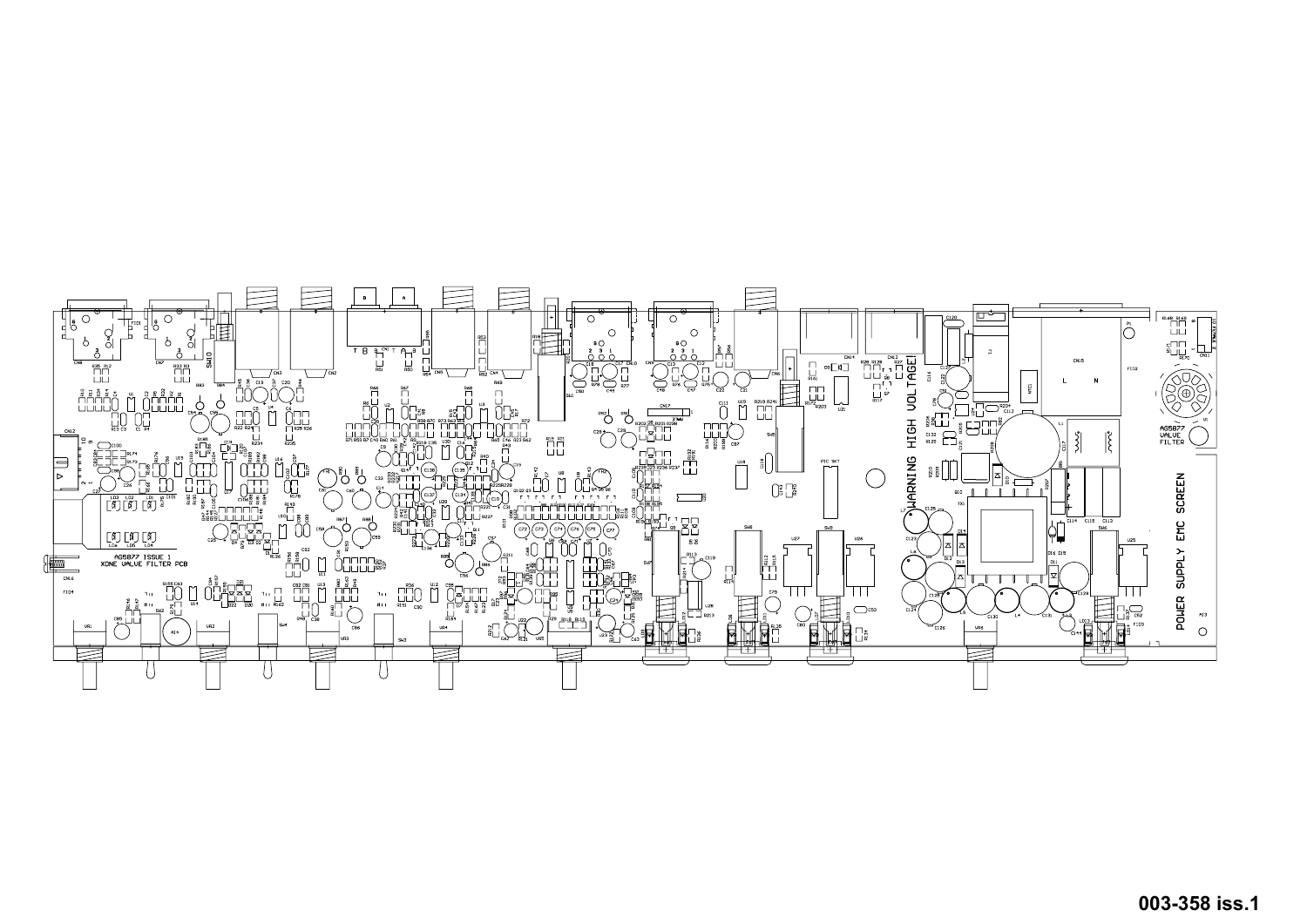AG5877 ISSUE 1
XONE VALVE FILTER PCB

WARNING HIGH VOLTAGE!

POWER SUPPLY EMC SCREEN

AG5877
VALVE
FILTER

003-358 iss.1